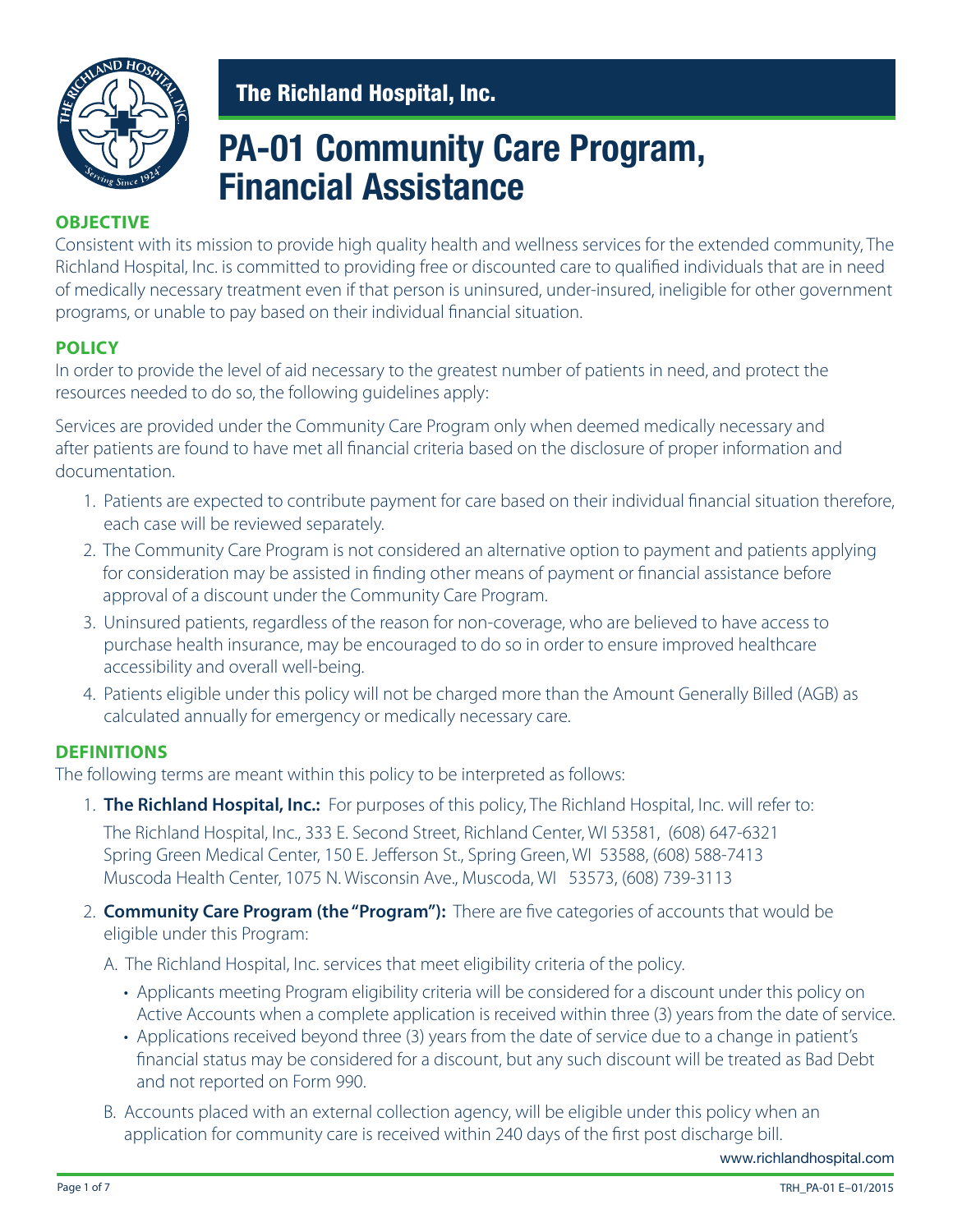## The Richland Hospital, Inc.

# PA-01 Community Care Program, Financial Assistance

### OBJECTIVE

Consistent with its mission to provide high quality health and wellness services for the extended community, The Richland Hospital, Inc. is committed to providing free or discounted care to qualified individuals that are in need of medically necessary treatment even if that person is uninsured, under-insured, ineligible for other government programs, or unable to pay based on their individual financial situation.

### POLICY

In order to provide the level of aid necessary to the greatest number of patients in need, and protect the resources needed to do so, the following guidelines apply:

Services are provided under the Community Care Program only when deemed medically necessary and after patients are found to have met all financial criteria based on the disclosure of proper information and documentation.

1. Patients are expected to contribute payment for care based on their individual financial situation therefore, each case will be reviewed separately.
2. The Community Care Program is not considered an alternative option to payment and patients applying for consideration may be assisted in finding other means of payment or financial assistance before approval of a discount under the Community Care Program.
3. Uninsured patients, regardless of the reason for non-coverage, who are believed to have access to purchase health insurance, may be encouraged to do so in order to ensure improved healthcare accessibility and overall well-being.
4. Patients eligible under this policy will not be charged more than the Amount Generally Billed (AGB) as calculated annually for emergency or medically necessary care.

### DEFINITIONS

The following terms are meant within this policy to be interpreted as follows:

1. **The Richland Hospital, Inc.:** For purposes of this policy, The Richland Hospital, Inc. will refer to:

   The Richland Hospital, Inc., 333 E. Second Street, Richland Center, WI 53581, (608) 647-6321
   Spring Green Medical Center, 150 E. Jefferson St., Spring Green, WI 53588, (608) 588-7413
   Muscoda Health Center, 1075 N. Wisconsin Ave., Muscoda, WI 53573, (608) 739-3113

2. **Community Care Program (the "Program"):** There are five categories of accounts that would be eligible under this Program:

   A. The Richland Hospital, Inc. services that meet eligibility criteria of the policy.
      - Applicants meeting Program eligibility criteria will be considered for a discount under this policy on Active Accounts when a complete application is received within three (3) years from the date of service.
      - Applications received beyond three (3) years from the date of service due to a change in patient's financial status may be considered for a discount, but any such discount will be treated as Bad Debt and not reported on Form 990.

   B. Accounts placed with an external collection agency, will be eligible under this policy when an application for community care is received within 240 days of the first post discharge bill.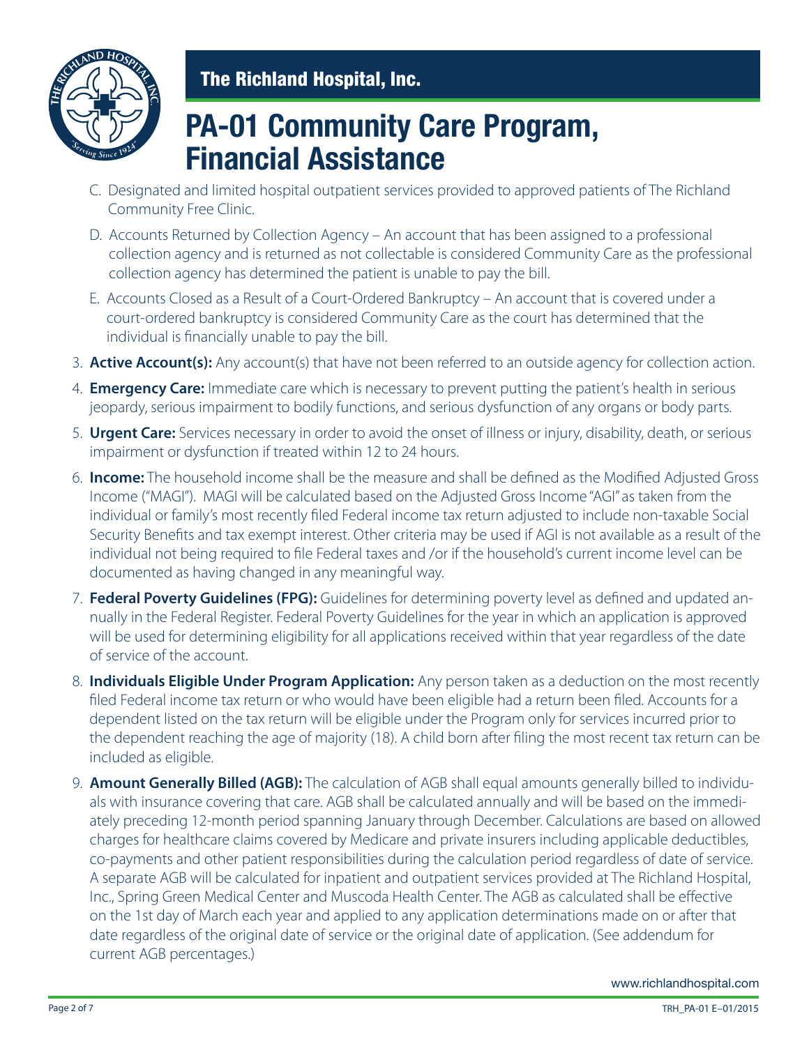C. Designated and limited hospital outpatient services provided to approved patients of The Richland Community Free Clinic.

D. Accounts Returned by Collection Agency – An account that has been assigned to a professional collection agency and is returned as not collectable is considered Community Care as the professional collection agency has determined the patient is unable to pay the bill.

E. Accounts Closed as a Result of a Court-Ordered Bankruptcy – An account that is covered under a court-ordered bankruptcy is considered Community Care as the court has determined that the individual is financially unable to pay the bill.

3. **Active Account(s):** Any account(s) that have not been referred to an outside agency for collection action.
4. **Emergency Care:** Immediate care which is necessary to prevent putting the patient's health in serious jeopardy, serious impairment to bodily functions, and serious dysfunction of any organs or body parts.
5. **Urgent Care:** Services necessary in order to avoid the onset of illness or injury, disability, death, or serious impairment or dysfunction if treated within 12 to 24 hours.
6. **Income:** The household income shall be the measure and shall be defined as the Modified Adjusted Gross Income ("MAGI"). MAGI will be calculated based on the Adjusted Gross Income "AGI" as taken from the individual or family's most recently filed Federal income tax return adjusted to include non-taxable Social Security Benefits and tax exempt interest. Other criteria may be used if AGI is not available as a result of the individual not being required to file Federal taxes and /or if the household's current income level can be documented as having changed in any meaningful way.
7. **Federal Poverty Guidelines (FPG):** Guidelines for determining poverty level as defined and updated annually in the Federal Register. Federal Poverty Guidelines for the year in which an application is approved will be used for determining eligibility for all applications received within that year regardless of the date of service of the account.
8. **Individuals Eligible Under Program Application:** Any person taken as a deduction on the most recently filed Federal income tax return or who would have been eligible had a return been filed. Accounts for a dependent listed on the tax return will be eligible under the Program only for services incurred prior to the dependent reaching the age of majority (18). A child born after filing the most recent tax return can be included as eligible.
9. **Amount Generally Billed (AGB):** The calculation of AGB shall equal amounts generally billed to individuals with insurance covering that care. AGB shall be calculated annually and will be based on the immediately preceding 12-month period spanning January through December. Calculations are based on allowed charges for healthcare claims covered by Medicare and private insurers including applicable deductibles, co-payments and other patient responsibilities during the calculation period regardless of date of service. A separate AGB will be calculated for inpatient and outpatient services provided at The Richland Hospital, Inc., Spring Green Medical Center and Muscoda Health Center. The AGB as calculated shall be effective on the 1st day of March each year and applied to any application determinations made on or after that date regardless of the original date of service or the original date of application. (See addendum for current AGB percentages.)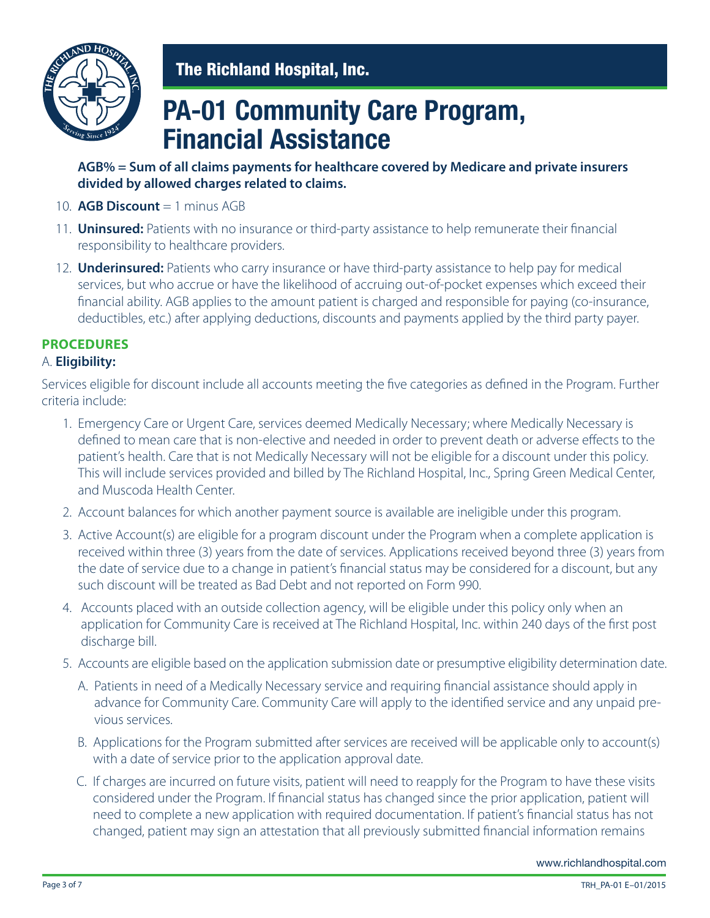**AGB% = Sum of all claims payments for healthcare covered by Medicare and private insurers divided by allowed charges related to claims.**

10. **AGB Discount** = 1 minus AGB
11. **Uninsured:** Patients with no insurance or third-party assistance to help remunerate their financial responsibility to healthcare providers.
12. **Underinsured:** Patients who carry insurance or have third-party assistance to help pay for medical services, but who accrue or have the likelihood of accruing out-of-pocket expenses which exceed their financial ability. AGB applies to the amount patient is charged and responsible for paying (co-insurance, deductibles, etc.) after applying deductions, discounts and payments applied by the third party payer.

## PROCEDURES

A. **Eligibility:**

Services eligible for discount include all accounts meeting the five categories as defined in the Program. Further criteria include:

1. Emergency Care or Urgent Care, services deemed Medically Necessary; where Medically Necessary is defined to mean care that is non-elective and needed in order to prevent death or adverse effects to the patient's health. Care that is not Medically Necessary will not be eligible for a discount under this policy. This will include services provided and billed by The Richland Hospital, Inc., Spring Green Medical Center, and Muscoda Health Center.
2. Account balances for which another payment source is available are ineligible under this program.
3. Active Account(s) are eligible for a program discount under the Program when a complete application is received within three (3) years from the date of services. Applications received beyond three (3) years from the date of service due to a change in patient's financial status may be considered for a discount, but any such discount will be treated as Bad Debt and not reported on Form 990.
4. Accounts placed with an outside collection agency, will be eligible under this policy only when an application for Community Care is received at The Richland Hospital, Inc. within 240 days of the first post discharge bill.
5. Accounts are eligible based on the application submission date or presumptive eligibility determination date.
   A. Patients in need of a Medically Necessary service and requiring financial assistance should apply in advance for Community Care. Community Care will apply to the identified service and any unpaid previous services.
   B. Applications for the Program submitted after services are received will be applicable only to account(s) with a date of service prior to the application approval date.
   C. If charges are incurred on future visits, patient will need to reapply for the Program to have these visits considered under the Program. If financial status has changed since the prior application, patient will need to complete a new application with required documentation. If patient's financial status has not changed, patient may sign an attestation that all previously submitted financial information remains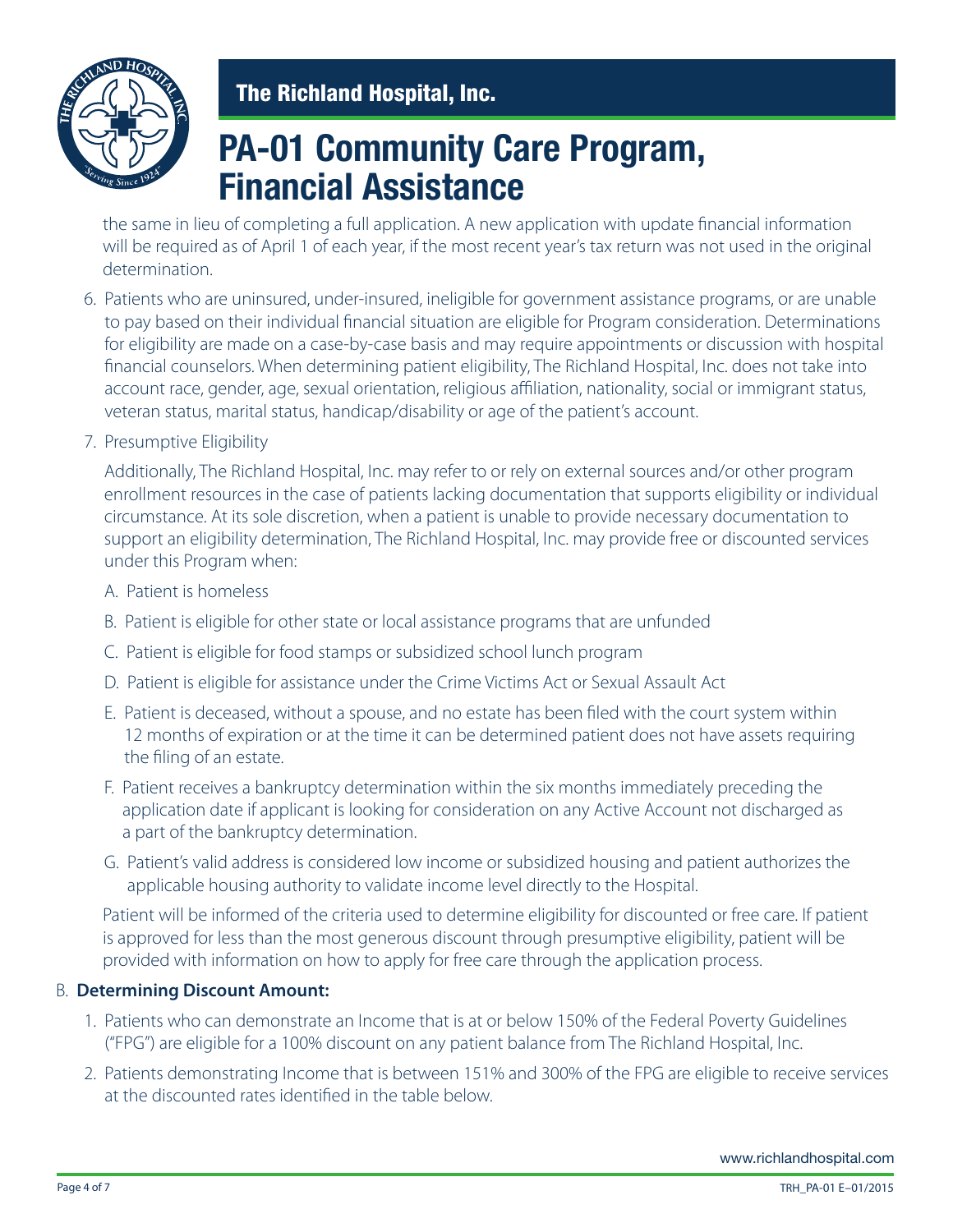the same in lieu of completing a full application. A new application with update financial information will be required as of April 1 of each year, if the most recent year's tax return was not used in the original determination.

6. Patients who are uninsured, under-insured, ineligible for government assistance programs, or are unable to pay based on their individual financial situation are eligible for Program consideration. Determinations for eligibility are made on a case-by-case basis and may require appointments or discussion with hospital financial counselors. When determining patient eligibility, The Richland Hospital, Inc. does not take into account race, gender, age, sexual orientation, religious affiliation, nationality, social or immigrant status, veteran status, marital status, handicap/disability or age of the patient's account.

7. Presumptive Eligibility

   Additionally, The Richland Hospital, Inc. may refer to or rely on external sources and/or other program enrollment resources in the case of patients lacking documentation that supports eligibility or individual circumstance. At its sole discretion, when a patient is unable to provide necessary documentation to support an eligibility determination, The Richland Hospital, Inc. may provide free or discounted services under this Program when:

   A. Patient is homeless

   B. Patient is eligible for other state or local assistance programs that are unfunded

   C. Patient is eligible for food stamps or subsidized school lunch program

   D. Patient is eligible for assistance under the Crime Victims Act or Sexual Assault Act

   E. Patient is deceased, without a spouse, and no estate has been filed with the court system within 12 months of expiration or at the time it can be determined patient does not have assets requiring the filing of an estate.

   F. Patient receives a bankruptcy determination within the six months immediately preceding the application date if applicant is looking for consideration on any Active Account not discharged as a part of the bankruptcy determination.

   G. Patient's valid address is considered low income or subsidized housing and patient authorizes the applicable housing authority to validate income level directly to the Hospital.

   Patient will be informed of the criteria used to determine eligibility for discounted or free care. If patient is approved for less than the most generous discount through presumptive eligibility, patient will be provided with information on how to apply for free care through the application process.

B. **Determining Discount Amount:**

1. Patients who can demonstrate an Income that is at or below 150% of the Federal Poverty Guidelines ("FPG") are eligible for a 100% discount on any patient balance from The Richland Hospital, Inc.

2. Patients demonstrating Income that is between 151% and 300% of the FPG are eligible to receive services at the discounted rates identified in the table below.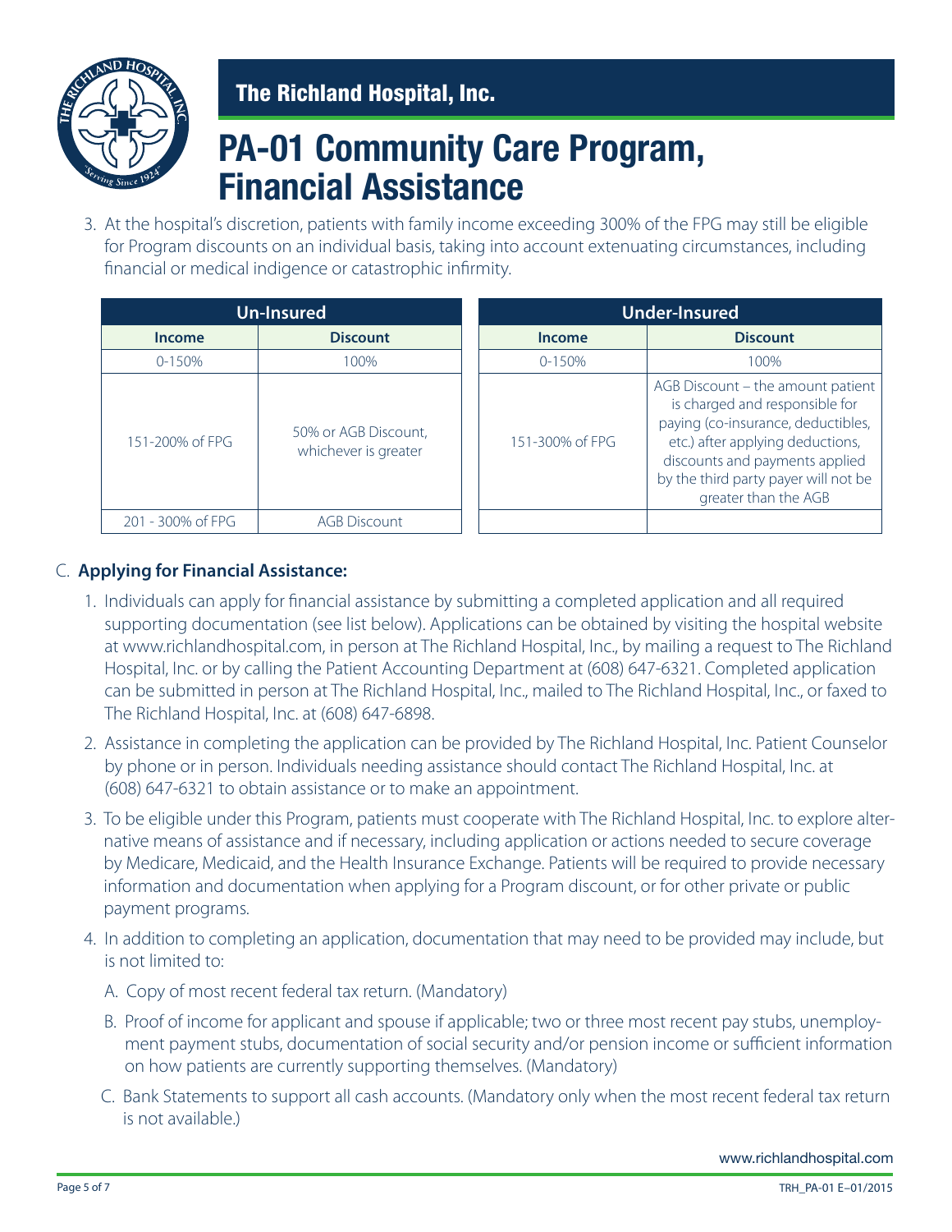3. At the hospital's discretion, patients with family income exceeding 300% of the FPG may still be eligible for Program discounts on an individual basis, taking into account extenuating circumstances, including financial or medical indigence or catastrophic infirmity.

| Un-Insured | | Under-Insured | |
|---|---|---|---|
| **Income** | **Discount** | **Income** | **Discount** |
| 0-150% | 100% | 0-150% | 100% |
| 151-200% of FPG | 50% or AGB Discount, whichever is greater | 151-300% of FPG | AGB Discount – the amount patient is charged and responsible for paying (co-insurance, deductibles, etc.) after applying deductions, discounts and payments applied by the third party payer will not be greater than the AGB |
| 201 - 300% of FPG | AGB Discount | | |

C. **Applying for Financial Assistance:**

1. Individuals can apply for financial assistance by submitting a completed application and all required supporting documentation (see list below). Applications can be obtained by visiting the hospital website at www.richlandhospital.com, in person at The Richland Hospital, Inc., by mailing a request to The Richland Hospital, Inc. or by calling the Patient Accounting Department at (608) 647-6321. Completed application can be submitted in person at The Richland Hospital, Inc., mailed to The Richland Hospital, Inc., or faxed to The Richland Hospital, Inc. at (608) 647-6898.

2. Assistance in completing the application can be provided by The Richland Hospital, Inc. Patient Counselor by phone or in person. Individuals needing assistance should contact The Richland Hospital, Inc. at (608) 647-6321 to obtain assistance or to make an appointment.

3. To be eligible under this Program, patients must cooperate with The Richland Hospital, Inc. to explore alternative means of assistance and if necessary, including application or actions needed to secure coverage by Medicare, Medicaid, and the Health Insurance Exchange. Patients will be required to provide necessary information and documentation when applying for a Program discount, or for other private or public payment programs.

4. In addition to completing an application, documentation that may need to be provided may include, but is not limited to:

   A. Copy of most recent federal tax return. (Mandatory)

   B. Proof of income for applicant and spouse if applicable; two or three most recent pay stubs, unemployment payment stubs, documentation of social security and/or pension income or sufficient information on how patients are currently supporting themselves. (Mandatory)

   C. Bank Statements to support all cash accounts. (Mandatory only when the most recent federal tax return is not available.)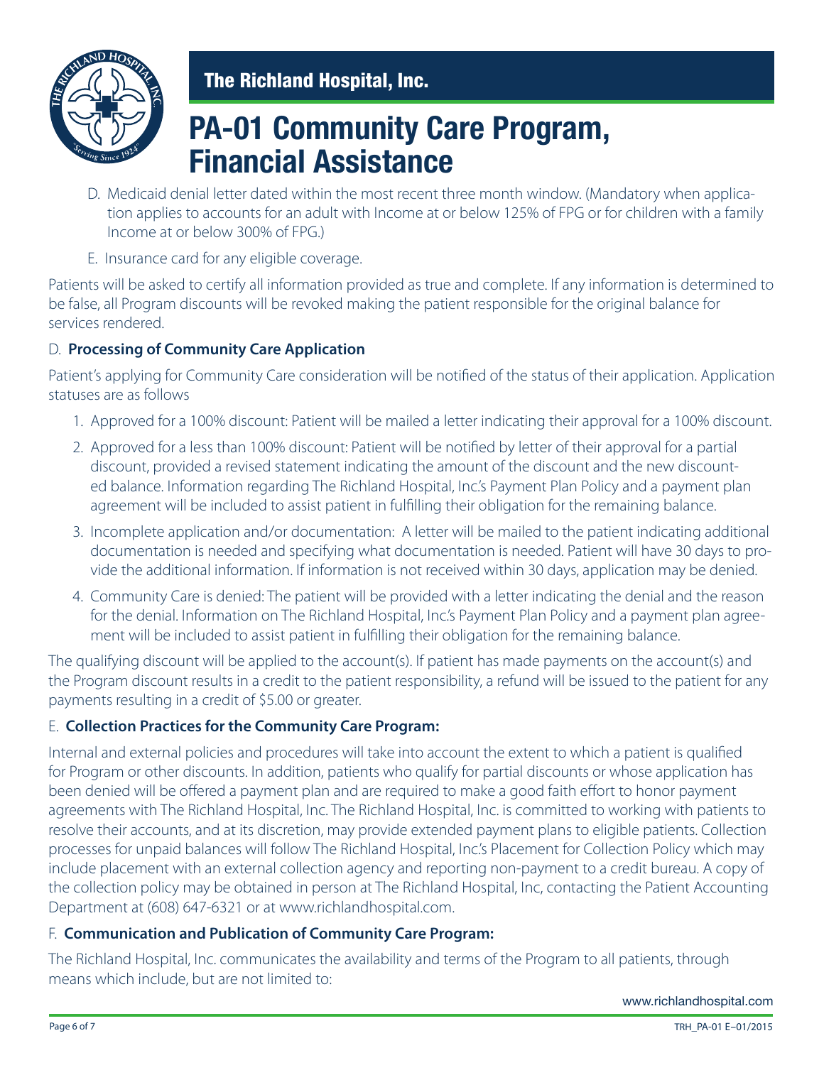D. Medicaid denial letter dated within the most recent three month window. (Mandatory when application applies to accounts for an adult with Income at or below 125% of FPG or for children with a family Income at or below 300% of FPG.)

E. Insurance card for any eligible coverage.

Patients will be asked to certify all information provided as true and complete. If any information is determined to be false, all Program discounts will be revoked making the patient responsible for the original balance for services rendered.

### D. Processing of Community Care Application

Patient's applying for Community Care consideration will be notified of the status of their application. Application statuses are as follows

1. Approved for a 100% discount: Patient will be mailed a letter indicating their approval for a 100% discount.
2. Approved for a less than 100% discount: Patient will be notified by letter of their approval for a partial discount, provided a revised statement indicating the amount of the discount and the new discounted balance. Information regarding The Richland Hospital, Inc.'s Payment Plan Policy and a payment plan agreement will be included to assist patient in fulfilling their obligation for the remaining balance.
3. Incomplete application and/or documentation: A letter will be mailed to the patient indicating additional documentation is needed and specifying what documentation is needed. Patient will have 30 days to provide the additional information. If information is not received within 30 days, application may be denied.
4. Community Care is denied: The patient will be provided with a letter indicating the denial and the reason for the denial. Information on The Richland Hospital, Inc.'s Payment Plan Policy and a payment plan agreement will be included to assist patient in fulfilling their obligation for the remaining balance.

The qualifying discount will be applied to the account(s). If patient has made payments on the account(s) and the Program discount results in a credit to the patient responsibility, a refund will be issued to the patient for any payments resulting in a credit of $5.00 or greater.

### E. Collection Practices for the Community Care Program:

Internal and external policies and procedures will take into account the extent to which a patient is qualified for Program or other discounts. In addition, patients who qualify for partial discounts or whose application has been denied will be offered a payment plan and are required to make a good faith effort to honor payment agreements with The Richland Hospital, Inc. The Richland Hospital, Inc. is committed to working with patients to resolve their accounts, and at its discretion, may provide extended payment plans to eligible patients. Collection processes for unpaid balances will follow The Richland Hospital, Inc.'s Placement for Collection Policy which may include placement with an external collection agency and reporting non-payment to a credit bureau. A copy of the collection policy may be obtained in person at The Richland Hospital, Inc, contacting the Patient Accounting Department at (608) 647-6321 or at www.richlandhospital.com.

### F. Communication and Publication of Community Care Program:

The Richland Hospital, Inc. communicates the availability and terms of the Program to all patients, through means which include, but are not limited to: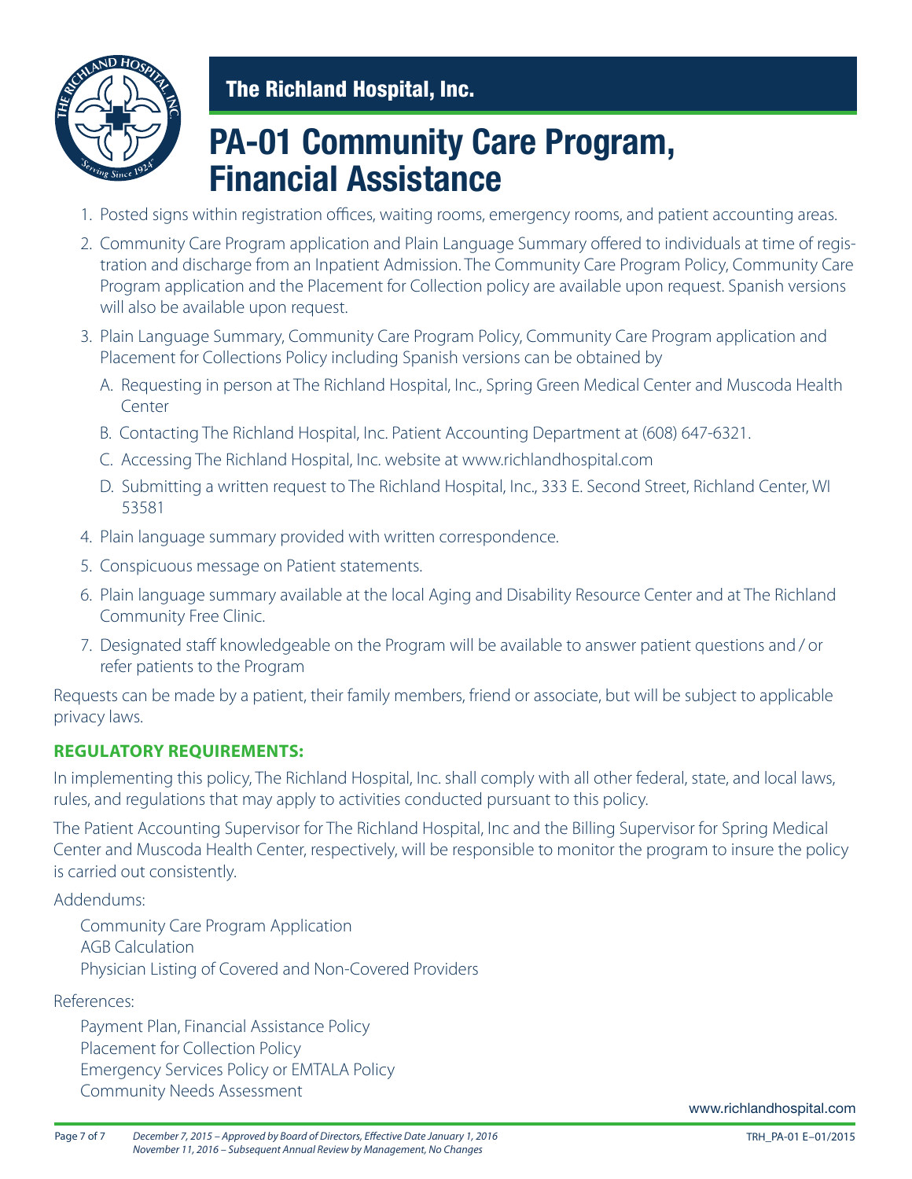1. Posted signs within registration offices, waiting rooms, emergency rooms, and patient accounting areas.
2. Community Care Program application and Plain Language Summary offered to individuals at time of registration and discharge from an Inpatient Admission. The Community Care Program Policy, Community Care Program application and the Placement for Collection policy are available upon request. Spanish versions will also be available upon request.
3. Plain Language Summary, Community Care Program Policy, Community Care Program application and Placement for Collections Policy including Spanish versions can be obtained by
   A. Requesting in person at The Richland Hospital, Inc., Spring Green Medical Center and Muscoda Health Center
   B. Contacting The Richland Hospital, Inc. Patient Accounting Department at (608) 647-6321.
   C. Accessing The Richland Hospital, Inc. website at www.richlandhospital.com
   D. Submitting a written request to The Richland Hospital, Inc., 333 E. Second Street, Richland Center, WI 53581
4. Plain language summary provided with written correspondence.
5. Conspicuous message on Patient statements.
6. Plain language summary available at the local Aging and Disability Resource Center and at The Richland Community Free Clinic.
7. Designated staff knowledgeable on the Program will be available to answer patient questions and / or refer patients to the Program

Requests can be made by a patient, their family members, friend or associate, but will be subject to applicable privacy laws.

**REGULATORY REQUIREMENTS:**

In implementing this policy, The Richland Hospital, Inc. shall comply with all other federal, state, and local laws, rules, and regulations that may apply to activities conducted pursuant to this policy.

The Patient Accounting Supervisor for The Richland Hospital, Inc and the Billing Supervisor for Spring Medical Center and Muscoda Health Center, respectively, will be responsible to monitor the program to insure the policy is carried out consistently.

Addendums:

Community Care Program Application
AGB Calculation
Physician Listing of Covered and Non-Covered Providers

References:

Payment Plan, Financial Assistance Policy
Placement for Collection Policy
Emergency Services Policy or EMTALA Policy
Community Needs Assessment

*December 7, 2015 – Approved by Board of Directors, Effective Date January 1, 2016*
*November 11, 2016 – Subsequent Annual Review by Management, No Changes*